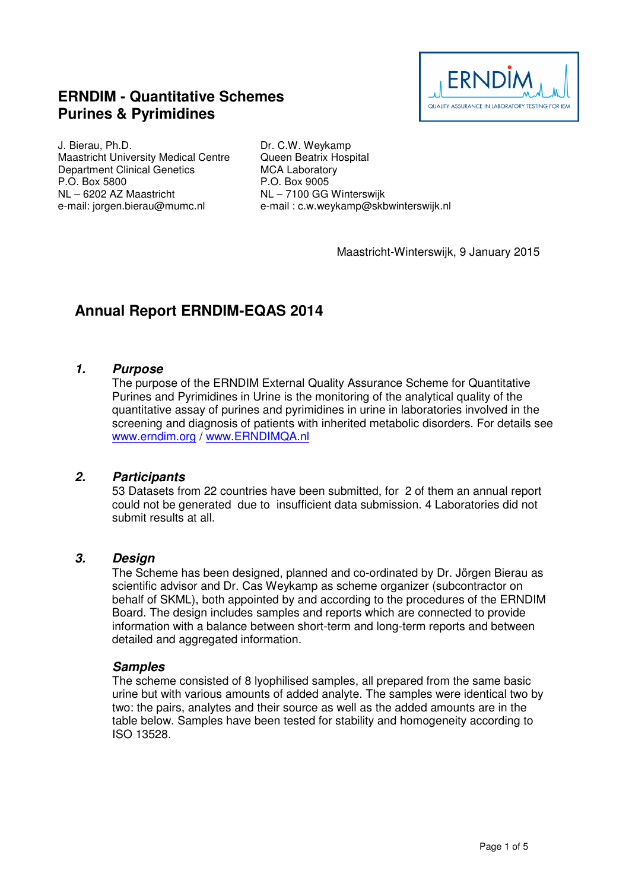# ERNDIM - Quantitative Schemes
# Purines & Pyrimidines

ERNDIM
QUALITY ASSURANCE IN LABORATORY TESTING FOR IEM

J. Bierau, Ph.D.
Maastricht University Medical Centre
Department Clinical Genetics
P.O. Box 5800
NL – 6202 AZ Maastricht
e-mail: jorgen.bierau@mumc.nl

Dr. C.W. Weykamp
Queen Beatrix Hospital
MCA Laboratory
P.O. Box 9005
NL – 7100 GG Winterswijk
e-mail : c.w.weykamp@skbwinterswijk.nl

Maastricht-Winterswijk, 9 January 2015

## Annual Report ERNDIM-EQAS 2014

### *1. Purpose*

The purpose of the ERNDIM External Quality Assurance Scheme for Quantitative Purines and Pyrimidines in Urine is the monitoring of the analytical quality of the quantitative assay of purines and pyrimidines in urine in laboratories involved in the screening and diagnosis of patients with inherited metabolic disorders. For details see www.erndim.org / www.ERNDIMQA.nl

### *2. Participants*

53 Datasets from 22 countries have been submitted, for 2 of them an annual report could not be generated due to insufficient data submission. 4 Laboratories did not submit results at all.

### *3. Design*

The Scheme has been designed, planned and co-ordinated by Dr. Jörgen Bierau as scientific advisor and Dr. Cas Weykamp as scheme organizer (subcontractor on behalf of SKML), both appointed by and according to the procedures of the ERNDIM Board. The design includes samples and reports which are connected to provide information with a balance between short-term and long-term reports and between detailed and aggregated information.

#### *Samples*

The scheme consisted of 8 lyophilised samples, all prepared from the same basic urine but with various amounts of added analyte. The samples were identical two by two: the pairs, analytes and their source as well as the added amounts are in the table below. Samples have been tested for stability and homogeneity according to ISO 13528.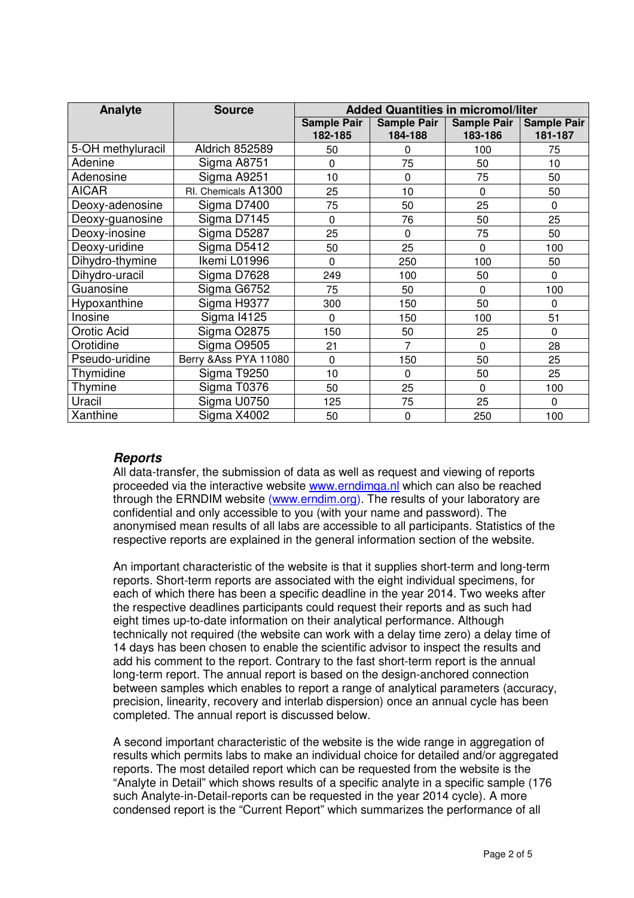| Analyte | Source | Added Quantities in micromol/liter | | | |
|---|---|---|---|---|---|
| | | Sample Pair 182-185 | Sample Pair 184-188 | Sample Pair 183-186 | Sample Pair 181-187 |
| 5-OH methyluracil | Aldrich 852589 | 50 | 0 | 100 | 75 |
| Adenine | Sigma A8751 | 0 | 75 | 50 | 10 |
| Adenosine | Sigma A9251 | 10 | 0 | 75 | 50 |
| AICAR | RI. Chemicals A1300 | 25 | 10 | 0 | 50 |
| Deoxy-adenosine | Sigma D7400 | 75 | 50 | 25 | 0 |
| Deoxy-guanosine | Sigma D7145 | 0 | 76 | 50 | 25 |
| Deoxy-inosine | Sigma D5287 | 25 | 0 | 75 | 50 |
| Deoxy-uridine | Sigma D5412 | 50 | 25 | 0 | 100 |
| Dihydro-thymine | Ikemi L01996 | 0 | 250 | 100 | 50 |
| Dihydro-uracil | Sigma D7628 | 249 | 100 | 50 | 0 |
| Guanosine | Sigma G6752 | 75 | 50 | 0 | 100 |
| Hypoxanthine | Sigma H9377 | 300 | 150 | 50 | 0 |
| Inosine | Sigma I4125 | 0 | 150 | 100 | 51 |
| Orotic Acid | Sigma O2875 | 150 | 50 | 25 | 0 |
| Orotidine | Sigma O9505 | 21 | 7 | 0 | 28 |
| Pseudo-uridine | Berry &Ass PYA 11080 | 0 | 150 | 50 | 25 |
| Thymidine | Sigma T9250 | 10 | 0 | 50 | 25 |
| Thymine | Sigma T0376 | 50 | 25 | 0 | 100 |
| Uracil | Sigma U0750 | 125 | 75 | 25 | 0 |
| Xanthine | Sigma X4002 | 50 | 0 | 250 | 100 |

### *Reports*

All data-transfer, the submission of data as well as request and viewing of reports proceeded via the interactive website www.erndimqa.nl which can also be reached through the ERNDIM website (www.erndim.org). The results of your laboratory are confidential and only accessible to you (with your name and password). The anonymised mean results of all labs are accessible to all participants. Statistics of the respective reports are explained in the general information section of the website.

An important characteristic of the website is that it supplies short-term and long-term reports. Short-term reports are associated with the eight individual specimens, for each of which there has been a specific deadline in the year 2014. Two weeks after the respective deadlines participants could request their reports and as such had eight times up-to-date information on their analytical performance. Although technically not required (the website can work with a delay time zero) a delay time of 14 days has been chosen to enable the scientific advisor to inspect the results and add his comment to the report. Contrary to the fast short-term report is the annual long-term report. The annual report is based on the design-anchored connection between samples which enables to report a range of analytical parameters (accuracy, precision, linearity, recovery and interlab dispersion) once an annual cycle has been completed. The annual report is discussed below.

A second important characteristic of the website is the wide range in aggregation of results which permits labs to make an individual choice for detailed and/or aggregated reports. The most detailed report which can be requested from the website is the "Analyte in Detail" which shows results of a specific analyte in a specific sample (176 such Analyte-in-Detail-reports can be requested in the year 2014 cycle). A more condensed report is the "Current Report" which summarizes the performance of all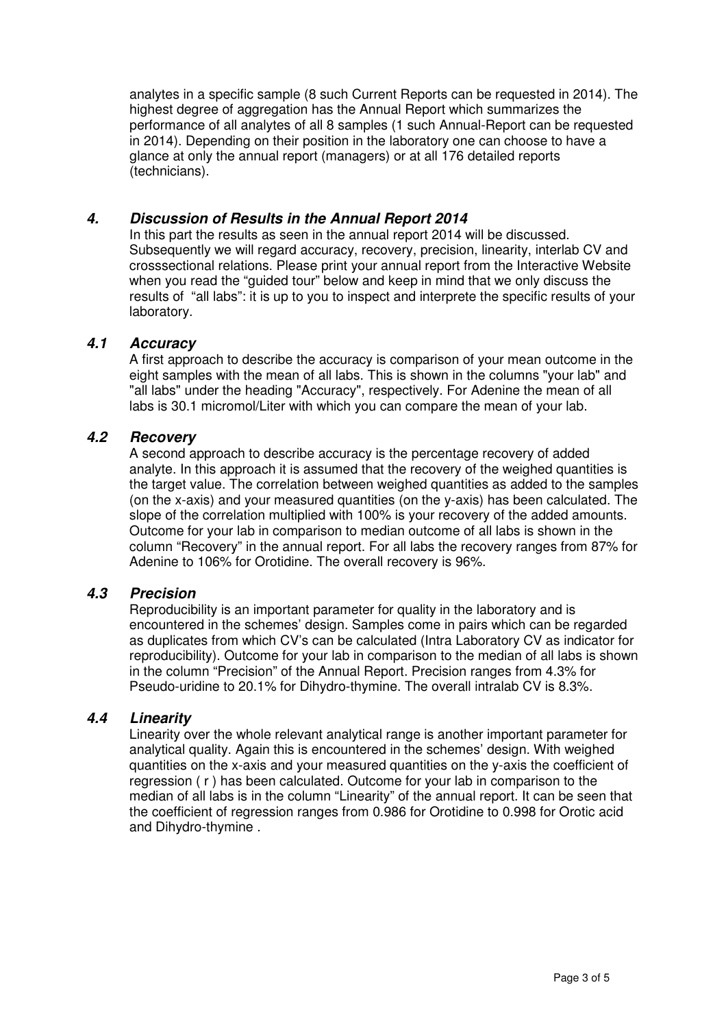analytes in a specific sample (8 such Current Reports can be requested in 2014). The highest degree of aggregation has the Annual Report which summarizes the performance of all analytes of all 8 samples (1 such Annual-Report can be requested in 2014). Depending on their position in the laboratory one can choose to have a glance at only the annual report (managers) or at all 176 detailed reports (technicians).

## *4. Discussion of Results in the Annual Report 2014*

In this part the results as seen in the annual report 2014 will be discussed. Subsequently we will regard accuracy, recovery, precision, linearity, interlab CV and crosssectional relations. Please print your annual report from the Interactive Website when you read the "guided tour" below and keep in mind that we only discuss the results of "all labs": it is up to you to inspect and interprete the specific results of your laboratory.

### *4.1 Accuracy*

A first approach to describe the accuracy is comparison of your mean outcome in the eight samples with the mean of all labs. This is shown in the columns "your lab" and "all labs" under the heading "Accuracy", respectively. For Adenine the mean of all labs is 30.1 micromol/Liter with which you can compare the mean of your lab.

### *4.2 Recovery*

A second approach to describe accuracy is the percentage recovery of added analyte. In this approach it is assumed that the recovery of the weighed quantities is the target value. The correlation between weighed quantities as added to the samples (on the x-axis) and your measured quantities (on the y-axis) has been calculated. The slope of the correlation multiplied with 100% is your recovery of the added amounts. Outcome for your lab in comparison to median outcome of all labs is shown in the column "Recovery" in the annual report. For all labs the recovery ranges from 87% for Adenine to 106% for Orotidine. The overall recovery is 96%.

### *4.3 Precision*

Reproducibility is an important parameter for quality in the laboratory and is encountered in the schemes' design. Samples come in pairs which can be regarded as duplicates from which CV's can be calculated (Intra Laboratory CV as indicator for reproducibility). Outcome for your lab in comparison to the median of all labs is shown in the column "Precision" of the Annual Report. Precision ranges from 4.3% for Pseudo-uridine to 20.1% for Dihydro-thymine. The overall intralab CV is 8.3%.

### *4.4 Linearity*

Linearity over the whole relevant analytical range is another important parameter for analytical quality. Again this is encountered in the schemes' design. With weighed quantities on the x-axis and your measured quantities on the y-axis the coefficient of regression ( r ) has been calculated. Outcome for your lab in comparison to the median of all labs is in the column "Linearity" of the annual report. It can be seen that the coefficient of regression ranges from 0.986 for Orotidine to 0.998 for Orotic acid and Dihydro-thymine .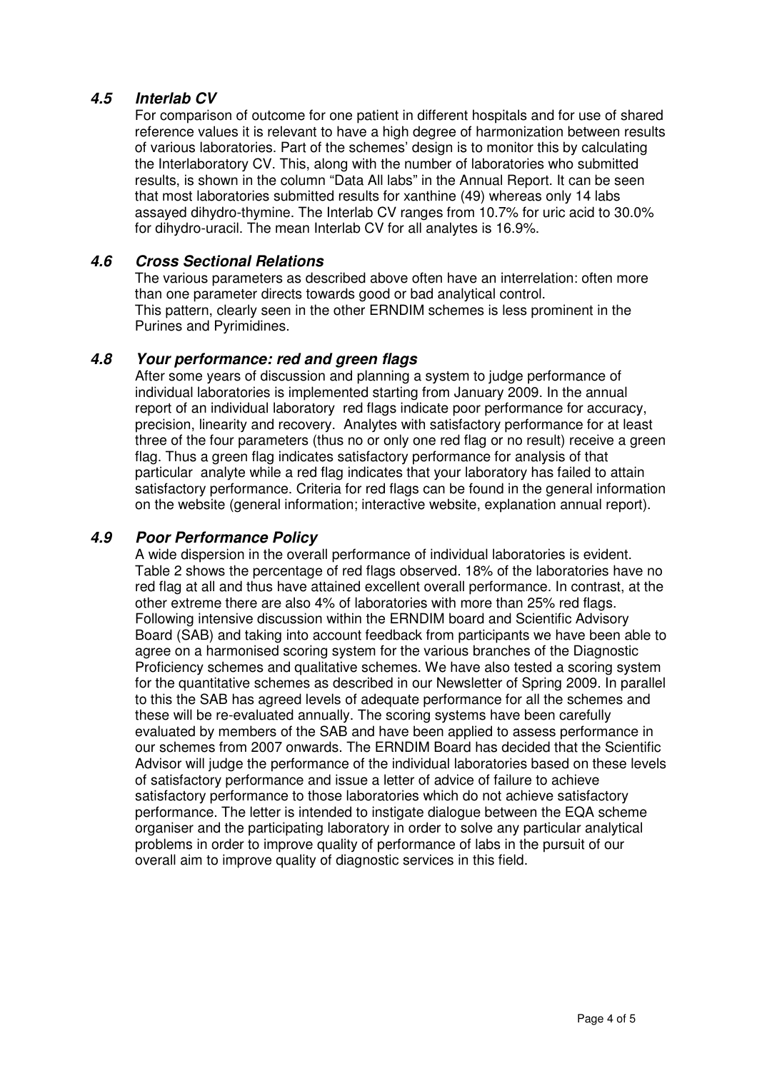### *4.5 Interlab CV*

For comparison of outcome for one patient in different hospitals and for use of shared reference values it is relevant to have a high degree of harmonization between results of various laboratories. Part of the schemes' design is to monitor this by calculating the Interlaboratory CV. This, along with the number of laboratories who submitted results, is shown in the column "Data All labs" in the Annual Report. It can be seen that most laboratories submitted results for xanthine (49) whereas only 14 labs assayed dihydro-thymine. The Interlab CV ranges from 10.7% for uric acid to 30.0% for dihydro-uracil. The mean Interlab CV for all analytes is 16.9%.

### *4.6 Cross Sectional Relations*

The various parameters as described above often have an interrelation: often more than one parameter directs towards good or bad analytical control.
This pattern, clearly seen in the other ERNDIM schemes is less prominent in the Purines and Pyrimidines.

### *4.8 Your performance: red and green flags*

After some years of discussion and planning a system to judge performance of individual laboratories is implemented starting from January 2009. In the annual report of an individual laboratory red flags indicate poor performance for accuracy, precision, linearity and recovery. Analytes with satisfactory performance for at least three of the four parameters (thus no or only one red flag or no result) receive a green flag. Thus a green flag indicates satisfactory performance for analysis of that particular analyte while a red flag indicates that your laboratory has failed to attain satisfactory performance. Criteria for red flags can be found in the general information on the website (general information; interactive website, explanation annual report).

### *4.9 Poor Performance Policy*

A wide dispersion in the overall performance of individual laboratories is evident. Table 2 shows the percentage of red flags observed. 18% of the laboratories have no red flag at all and thus have attained excellent overall performance. In contrast, at the other extreme there are also 4% of laboratories with more than 25% red flags. Following intensive discussion within the ERNDIM board and Scientific Advisory Board (SAB) and taking into account feedback from participants we have been able to agree on a harmonised scoring system for the various branches of the Diagnostic Proficiency schemes and qualitative schemes. We have also tested a scoring system for the quantitative schemes as described in our Newsletter of Spring 2009. In parallel to this the SAB has agreed levels of adequate performance for all the schemes and these will be re-evaluated annually. The scoring systems have been carefully evaluated by members of the SAB and have been applied to assess performance in our schemes from 2007 onwards. The ERNDIM Board has decided that the Scientific Advisor will judge the performance of the individual laboratories based on these levels of satisfactory performance and issue a letter of advice of failure to achieve satisfactory performance to those laboratories which do not achieve satisfactory performance. The letter is intended to instigate dialogue between the EQA scheme organiser and the participating laboratory in order to solve any particular analytical problems in order to improve quality of performance of labs in the pursuit of our overall aim to improve quality of diagnostic services in this field.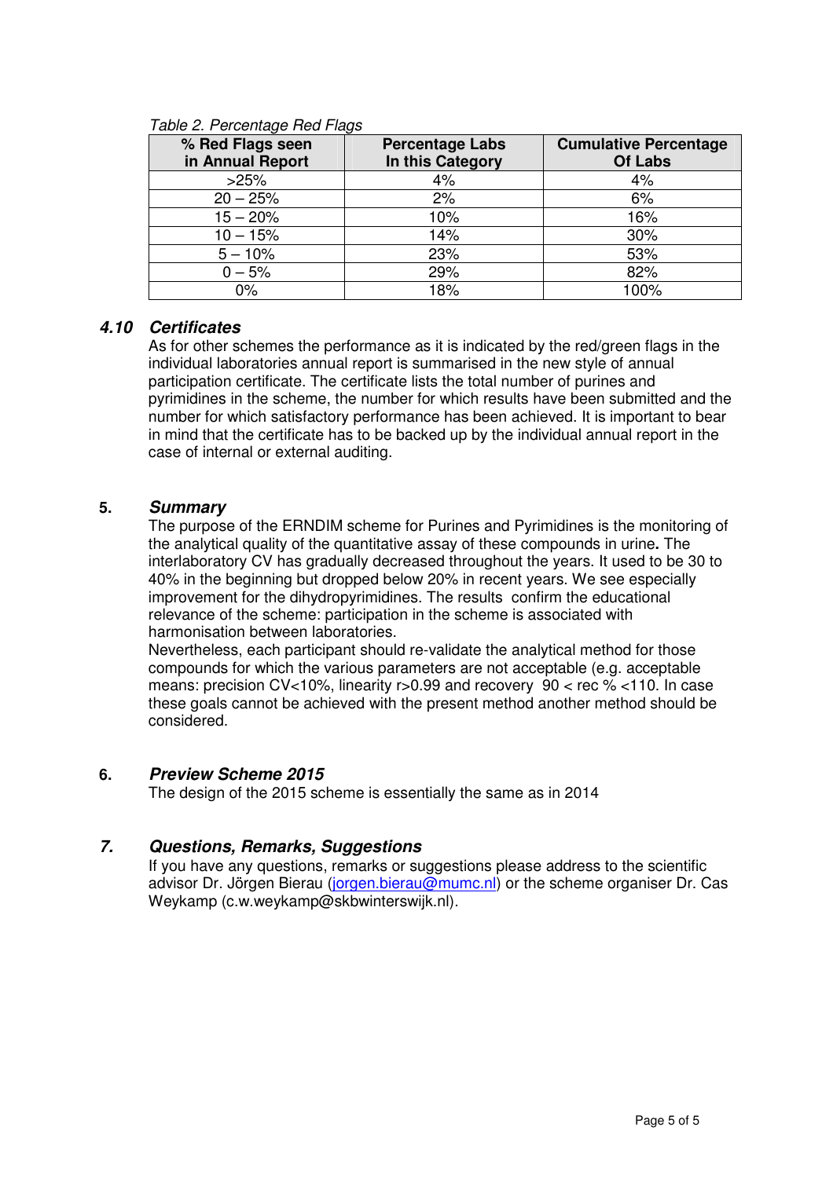*Table 2. Percentage Red Flags*

| % Red Flags seen in Annual Report | Percentage Labs In this Category | Cumulative Percentage Of Labs |
|---|---|---|
| >25% | 4% | 4% |
| 20 – 25% | 2% | 6% |
| 15 – 20% | 10% | 16% |
| 10 – 15% | 14% | 30% |
| 5 – 10% | 23% | 53% |
| 0 – 5% | 29% | 82% |
| 0% | 18% | 100% |

### *4.10 Certificates*

As for other schemes the performance as it is indicated by the red/green flags in the individual laboratories annual report is summarised in the new style of annual participation certificate. The certificate lists the total number of purines and pyrimidines in the scheme, the number for which results have been submitted and the number for which satisfactory performance has been achieved. It is important to bear in mind that the certificate has to be backed up by the individual annual report in the case of internal or external auditing.

## 5. *Summary*

The purpose of the ERNDIM scheme for Purines and Pyrimidines is the monitoring of the analytical quality of the quantitative assay of these compounds in urine**.** The interlaboratory CV has gradually decreased throughout the years. It used to be 30 to 40% in the beginning but dropped below 20% in recent years. We see especially improvement for the dihydropyrimidines. The results confirm the educational relevance of the scheme: participation in the scheme is associated with harmonisation between laboratories.

Nevertheless, each participant should re-validate the analytical method for those compounds for which the various parameters are not acceptable (e.g. acceptable means: precision CV<10%, linearity r>0.99 and recovery 90 < rec % <110. In case these goals cannot be achieved with the present method another method should be considered.

## 6. *Preview Scheme 2015*

The design of the 2015 scheme is essentially the same as in 2014

## *7. Questions, Remarks, Suggestions*

If you have any questions, remarks or suggestions please address to the scientific advisor Dr. Jörgen Bierau (jorgen.bierau@mumc.nl) or the scheme organiser Dr. Cas Weykamp (c.w.weykamp@skbwinterswijk.nl).